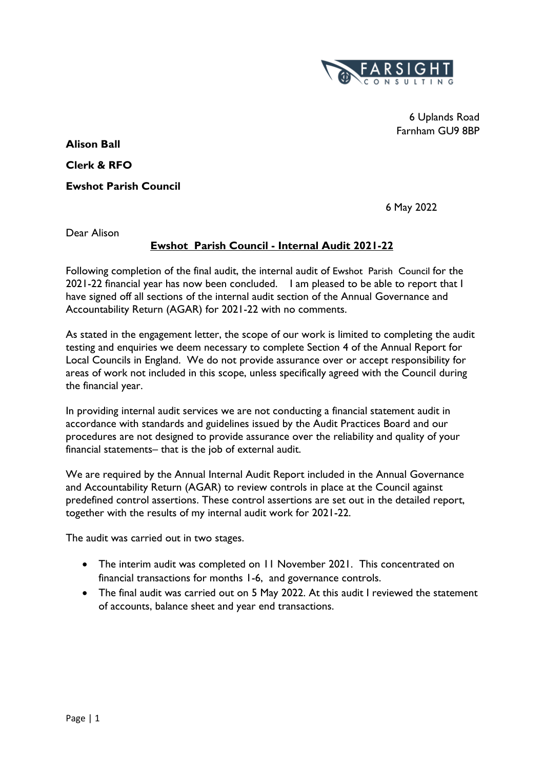6 Uplands Road
Farnham GU9 8BP

**Alison Ball**

**Clerk & RFO**

**Ewshot Parish Council**

6 May 2022

Dear Alison

**Ewshot Parish Council - Internal Audit 2021-22**

Following completion of the final audit, the internal audit of Ewshot Parish Council for the 2021-22 financial year has now been concluded. I am pleased to be able to report that I have signed off all sections of the internal audit section of the Annual Governance and Accountability Return (AGAR) for 2021-22 with no comments.

As stated in the engagement letter, the scope of our work is limited to completing the audit testing and enquiries we deem necessary to complete Section 4 of the Annual Report for Local Councils in England. We do not provide assurance over or accept responsibility for areas of work not included in this scope, unless specifically agreed with the Council during the financial year.

In providing internal audit services we are not conducting a financial statement audit in accordance with standards and guidelines issued by the Audit Practices Board and our procedures are not designed to provide assurance over the reliability and quality of your financial statements– that is the job of external audit.

We are required by the Annual Internal Audit Report included in the Annual Governance and Accountability Return (AGAR) to review controls in place at the Council against predefined control assertions. These control assertions are set out in the detailed report, together with the results of my internal audit work for 2021-22.

The audit was carried out in two stages.

- The interim audit was completed on 11 November 2021. This concentrated on financial transactions for months 1-6, and governance controls.
- The final audit was carried out on 5 May 2022. At this audit I reviewed the statement of accounts, balance sheet and year end transactions.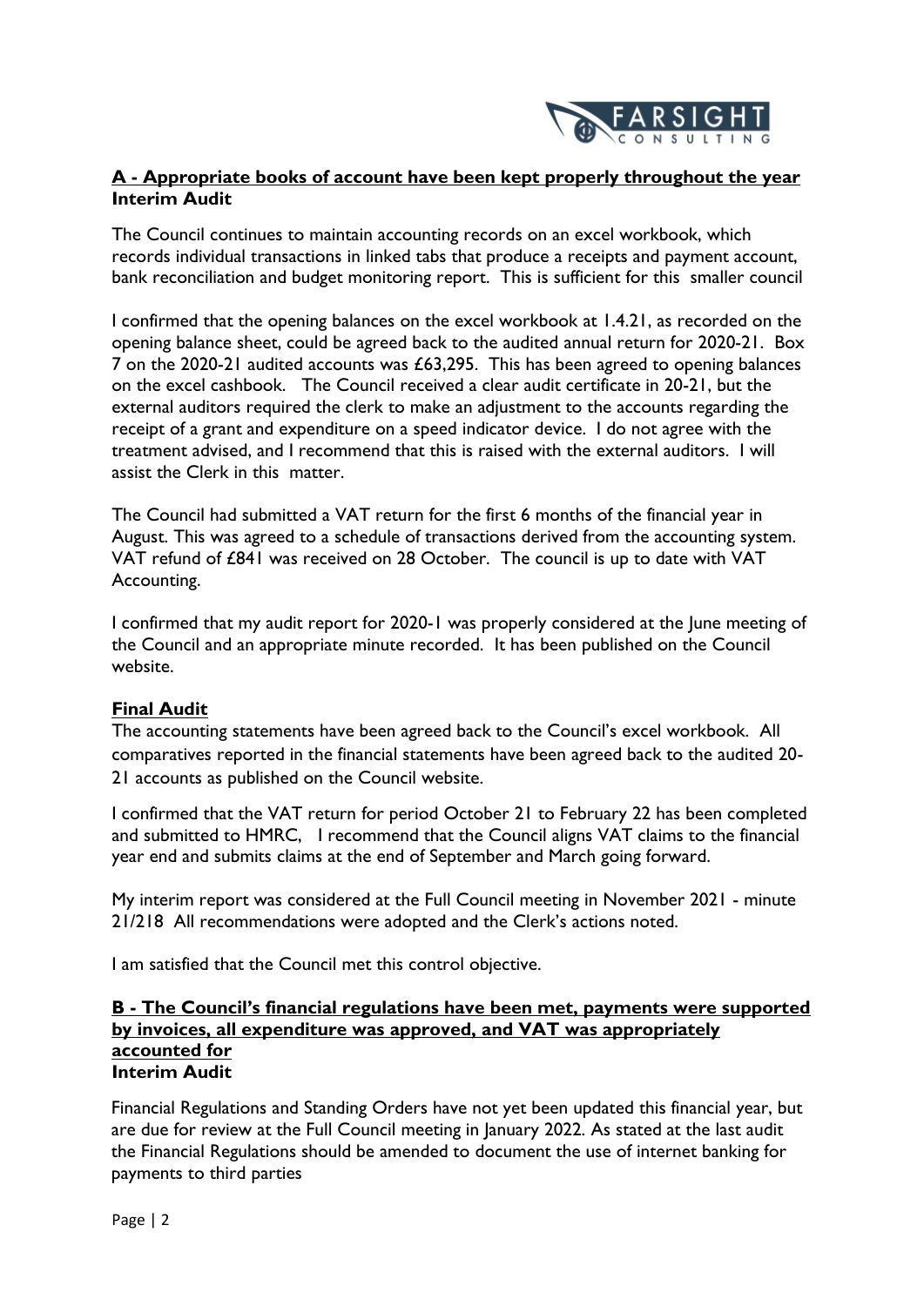## A - Appropriate books of account have been kept properly throughout the year

**Interim Audit**

The Council continues to maintain accounting records on an excel workbook, which records individual transactions in linked tabs that produce a receipts and payment account, bank reconciliation and budget monitoring report. This is sufficient for this smaller council

I confirmed that the opening balances on the excel workbook at 1.4.21, as recorded on the opening balance sheet, could be agreed back to the audited annual return for 2020-21. Box 7 on the 2020-21 audited accounts was £63,295. This has been agreed to opening balances on the excel cashbook. The Council received a clear audit certificate in 20-21, but the external auditors required the clerk to make an adjustment to the accounts regarding the receipt of a grant and expenditure on a speed indicator device. I do not agree with the treatment advised, and I recommend that this is raised with the external auditors. I will assist the Clerk in this matter.

The Council had submitted a VAT return for the first 6 months of the financial year in August. This was agreed to a schedule of transactions derived from the accounting system. VAT refund of £841 was received on 28 October. The council is up to date with VAT Accounting.

I confirmed that my audit report for 2020-1 was properly considered at the June meeting of the Council and an appropriate minute recorded. It has been published on the Council website.

### Final Audit

The accounting statements have been agreed back to the Council's excel workbook. All comparatives reported in the financial statements have been agreed back to the audited 20-21 accounts as published on the Council website.

I confirmed that the VAT return for period October 21 to February 22 has been completed and submitted to HMRC, I recommend that the Council aligns VAT claims to the financial year end and submits claims at the end of September and March going forward.

My interim report was considered at the Full Council meeting in November 2021 - minute 21/218 All recommendations were adopted and the Clerk's actions noted.

I am satisfied that the Council met this control objective.

## B - The Council's financial regulations have been met, payments were supported by invoices, all expenditure was approved, and VAT was appropriately accounted for

**Interim Audit**

Financial Regulations and Standing Orders have not yet been updated this financial year, but are due for review at the Full Council meeting in January 2022. As stated at the last audit the Financial Regulations should be amended to document the use of internet banking for payments to third parties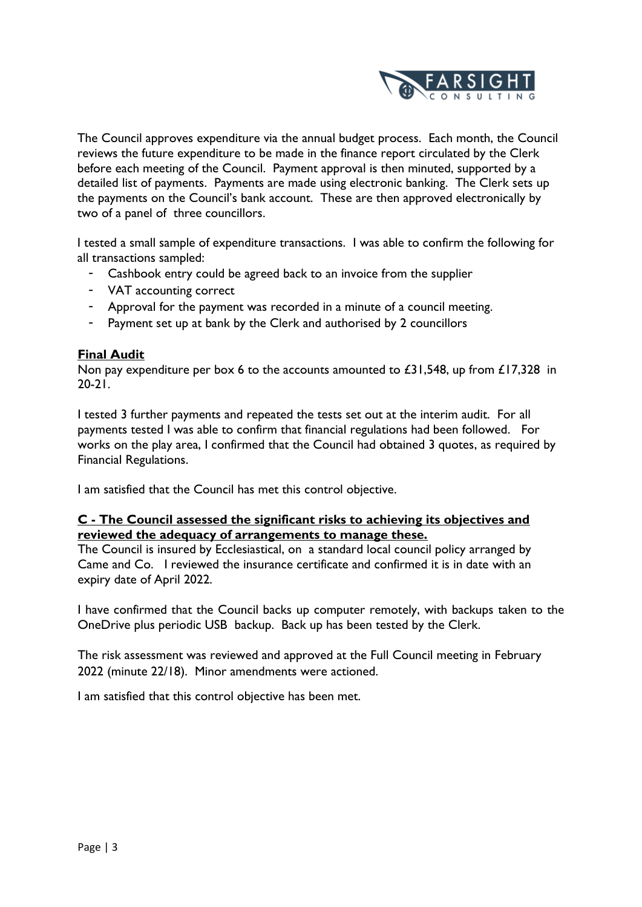The Council approves expenditure via the annual budget process. Each month, the Council reviews the future expenditure to be made in the finance report circulated by the Clerk before each meeting of the Council. Payment approval is then minuted, supported by a detailed list of payments. Payments are made using electronic banking. The Clerk sets up the payments on the Council's bank account. These are then approved electronically by two of a panel of three councillors.

I tested a small sample of expenditure transactions. I was able to confirm the following for all transactions sampled:

- Cashbook entry could be agreed back to an invoice from the supplier
- VAT accounting correct
- Approval for the payment was recorded in a minute of a council meeting.
- Payment set up at bank by the Clerk and authorised by 2 councillors

**Final Audit**

Non pay expenditure per box 6 to the accounts amounted to £31,548, up from £17,328 in 20-21.

I tested 3 further payments and repeated the tests set out at the interim audit. For all payments tested I was able to confirm that financial regulations had been followed. For works on the play area, I confirmed that the Council had obtained 3 quotes, as required by Financial Regulations.

I am satisfied that the Council has met this control objective.

**C - The Council assessed the significant risks to achieving its objectives and reviewed the adequacy of arrangements to manage these.**

The Council is insured by Ecclesiastical, on a standard local council policy arranged by Came and Co. I reviewed the insurance certificate and confirmed it is in date with an expiry date of April 2022.

I have confirmed that the Council backs up computer remotely, with backups taken to the OneDrive plus periodic USB backup. Back up has been tested by the Clerk.

The risk assessment was reviewed and approved at the Full Council meeting in February 2022 (minute 22/18). Minor amendments were actioned.

I am satisfied that this control objective has been met.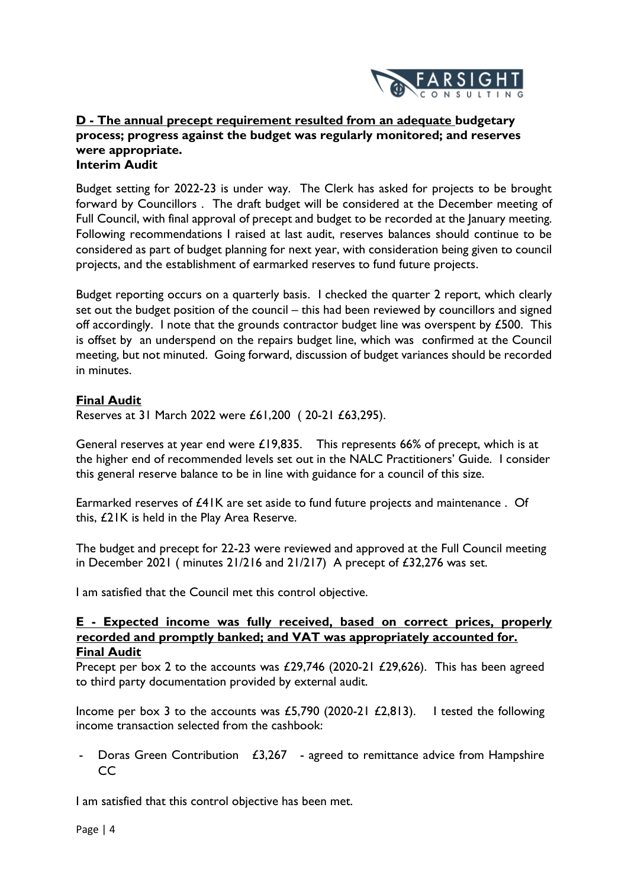## D - The annual precept requirement resulted from an adequate budgetary process; progress against the budget was regularly monitored; and reserves were appropriate.

### Interim Audit

Budget setting for 2022-23 is under way. The Clerk has asked for projects to be brought forward by Councillors . The draft budget will be considered at the December meeting of Full Council, with final approval of precept and budget to be recorded at the January meeting. Following recommendations I raised at last audit, reserves balances should continue to be considered as part of budget planning for next year, with consideration being given to council projects, and the establishment of earmarked reserves to fund future projects.

Budget reporting occurs on a quarterly basis. I checked the quarter 2 report, which clearly set out the budget position of the council – this had been reviewed by councillors and signed off accordingly. I note that the grounds contractor budget line was overspent by £500. This is offset by an underspend on the repairs budget line, which was confirmed at the Council meeting, but not minuted. Going forward, discussion of budget variances should be recorded in minutes.

### Final Audit

Reserves at 31 March 2022 were £61,200 ( 20-21 £63,295).

General reserves at year end were £19,835. This represents 66% of precept, which is at the higher end of recommended levels set out in the NALC Practitioners' Guide. I consider this general reserve balance to be in line with guidance for a council of this size.

Earmarked reserves of £41K are set aside to fund future projects and maintenance . Of this, £21K is held in the Play Area Reserve.

The budget and precept for 22-23 were reviewed and approved at the Full Council meeting in December 2021 ( minutes 21/216 and 21/217) A precept of £32,276 was set.

I am satisfied that the Council met this control objective.

## E - Expected income was fully received, based on correct prices, properly recorded and promptly banked; and VAT was appropriately accounted for.

### Final Audit

Precept per box 2 to the accounts was £29,746 (2020-21 £29,626). This has been agreed to third party documentation provided by external audit.

Income per box 3 to the accounts was £5,790 (2020-21 £2,813). I tested the following income transaction selected from the cashbook:

- Doras Green Contribution £3,267 - agreed to remittance advice from Hampshire CC

I am satisfied that this control objective has been met.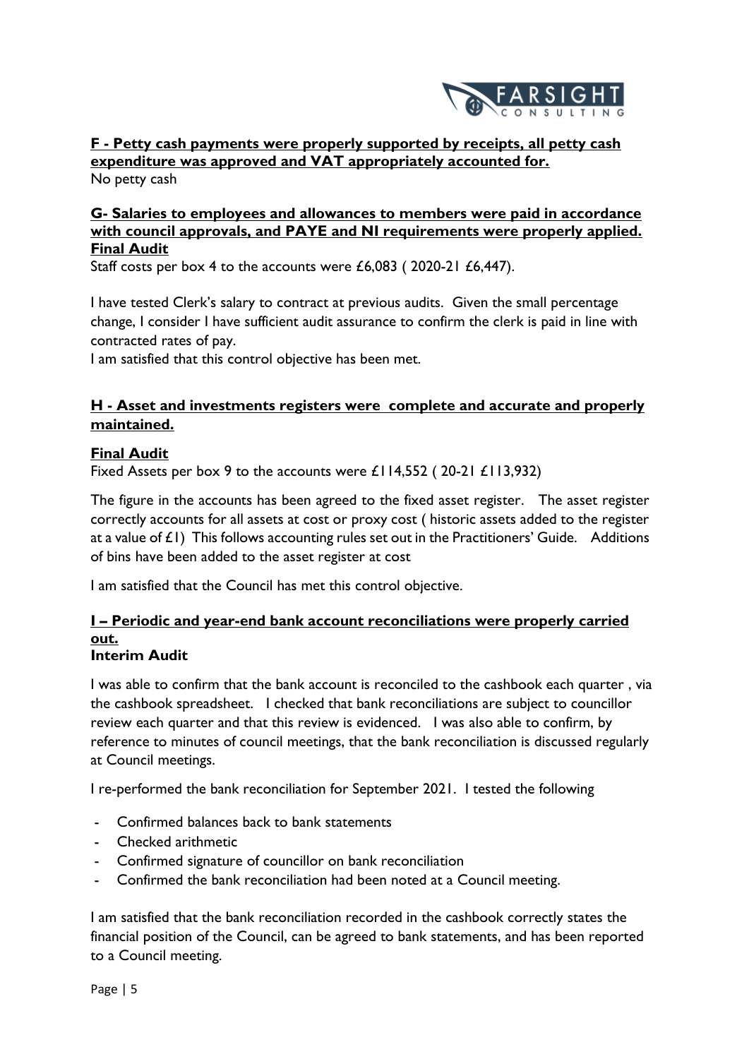**F - Petty cash payments were properly supported by receipts, all petty cash expenditure was approved and VAT appropriately accounted for.**

No petty cash

**G- Salaries to employees and allowances to members were paid in accordance with council approvals, and PAYE and NI requirements were properly applied.**

**Final Audit**

Staff costs per box 4 to the accounts were £6,083 ( 2020-21 £6,447).

I have tested Clerk's salary to contract at previous audits. Given the small percentage change, I consider I have sufficient audit assurance to confirm the clerk is paid in line with contracted rates of pay.

I am satisfied that this control objective has been met.

**H - Asset and investments registers were complete and accurate and properly maintained.**

**Final Audit**

Fixed Assets per box 9 to the accounts were £114,552 ( 20-21 £113,932)

The figure in the accounts has been agreed to the fixed asset register. The asset register correctly accounts for all assets at cost or proxy cost ( historic assets added to the register at a value of £1) This follows accounting rules set out in the Practitioners' Guide. Additions of bins have been added to the asset register at cost

I am satisfied that the Council has met this control objective.

**I – Periodic and year-end bank account reconciliations were properly carried out.**

**Interim Audit**

I was able to confirm that the bank account is reconciled to the cashbook each quarter , via the cashbook spreadsheet. I checked that bank reconciliations are subject to councillor review each quarter and that this review is evidenced. I was also able to confirm, by reference to minutes of council meetings, that the bank reconciliation is discussed regularly at Council meetings.

I re-performed the bank reconciliation for September 2021. I tested the following

- Confirmed balances back to bank statements
- Checked arithmetic
- Confirmed signature of councillor on bank reconciliation
- Confirmed the bank reconciliation had been noted at a Council meeting.

I am satisfied that the bank reconciliation recorded in the cashbook correctly states the financial position of the Council, can be agreed to bank statements, and has been reported to a Council meeting.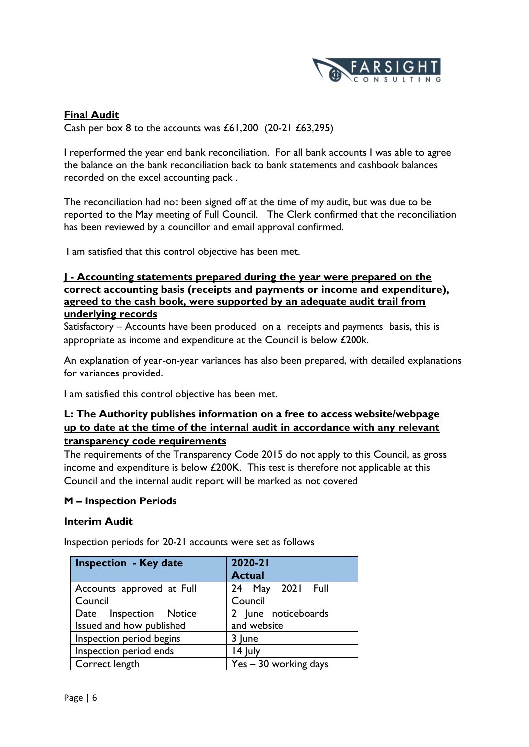**Final Audit**

Cash per box 8 to the accounts was £61,200 (20-21 £63,295)

I reperformed the year end bank reconciliation. For all bank accounts I was able to agree the balance on the bank reconciliation back to bank statements and cashbook balances recorded on the excel accounting pack .

The reconciliation had not been signed off at the time of my audit, but was due to be reported to the May meeting of Full Council. The Clerk confirmed that the reconciliation has been reviewed by a councillor and email approval confirmed.

I am satisfied that this control objective has been met.

**J - Accounting statements prepared during the year were prepared on the correct accounting basis (receipts and payments or income and expenditure), agreed to the cash book, were supported by an adequate audit trail from underlying records**

Satisfactory – Accounts have been produced on a receipts and payments basis, this is appropriate as income and expenditure at the Council is below £200k.

An explanation of year-on-year variances has also been prepared, with detailed explanations for variances provided.

I am satisfied this control objective has been met.

**L: The Authority publishes information on a free to access website/webpage up to date at the time of the internal audit in accordance with any relevant transparency code requirements**

The requirements of the Transparency Code 2015 do not apply to this Council, as gross income and expenditure is below £200K. This test is therefore not applicable at this Council and the internal audit report will be marked as not covered

**M – Inspection Periods**

**Interim Audit**

Inspection periods for 20-21 accounts were set as follows

| Inspection - Key date | 2020-21 Actual |
|---|---|
| Accounts approved at Full Council | 24 May 2021 Full Council |
| Date Inspection Notice Issued and how published | 2 June noticeboards and website |
| Inspection period begins | 3 June |
| Inspection period ends | 14 July |
| Correct length | Yes – 30 working days |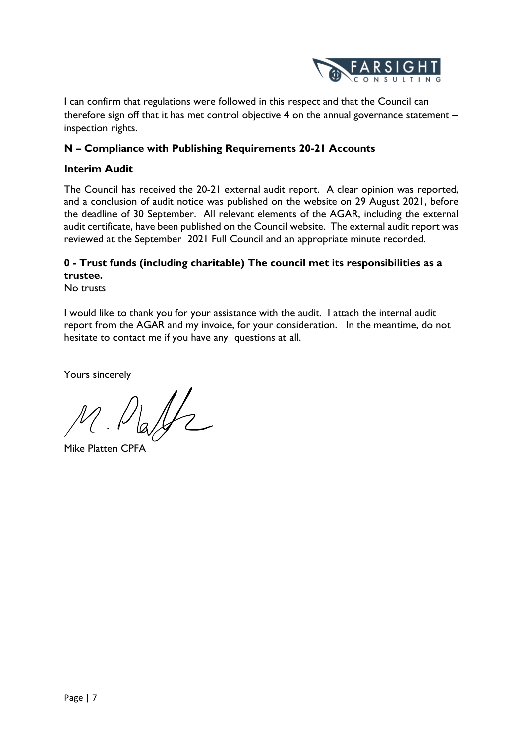I can confirm that regulations were followed in this respect and that the Council can therefore sign off that it has met control objective 4 on the annual governance statement – inspection rights.

**N – Compliance with Publishing Requirements 20-21 Accounts**

**Interim Audit**

The Council has received the 20-21 external audit report. A clear opinion was reported, and a conclusion of audit notice was published on the website on 29 August 2021, before the deadline of 30 September. All relevant elements of the AGAR, including the external audit certificate, have been published on the Council website. The external audit report was reviewed at the September 2021 Full Council and an appropriate minute recorded.

**0 - Trust funds (including charitable) The council met its responsibilities as a trustee.**

No trusts

I would like to thank you for your assistance with the audit. I attach the internal audit report from the AGAR and my invoice, for your consideration. In the meantime, do not hesitate to contact me if you have any questions at all.

Yours sincerely

Mike Platten CPFA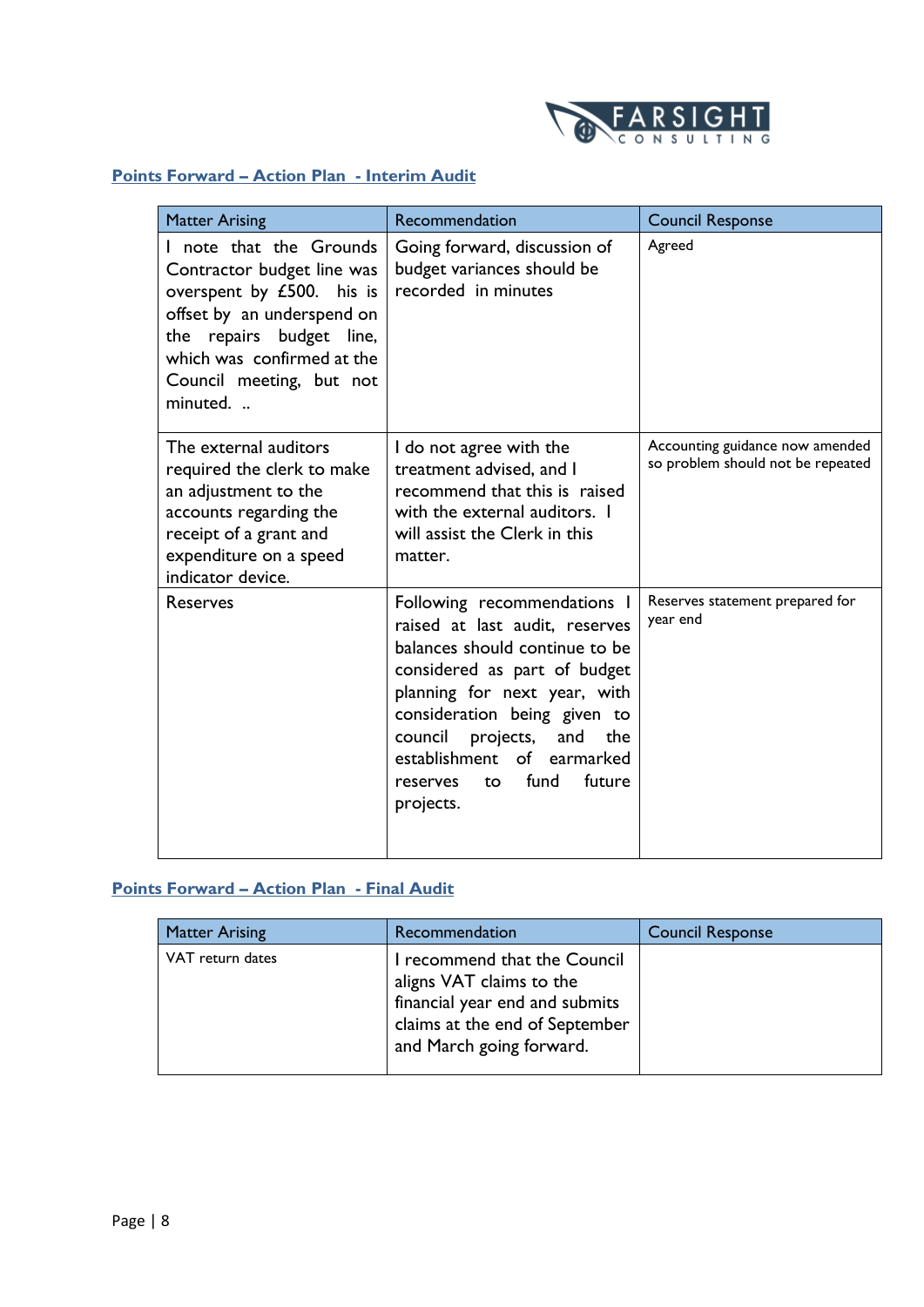**Points Forward – Action Plan - Interim Audit**

| Matter Arising | Recommendation | Council Response |
|---|---|---|
| I note that the Grounds Contractor budget line was overspent by £500. his is offset by an underspend on the repairs budget line, which was confirmed at the Council meeting, but not minuted. .. | Going forward, discussion of budget variances should be recorded in minutes | Agreed |
| The external auditors required the clerk to make an adjustment to the accounts regarding the receipt of a grant and expenditure on a speed indicator device. | I do not agree with the treatment advised, and I recommend that this is raised with the external auditors. I will assist the Clerk in this matter. | Accounting guidance now amended so problem should not be repeated |
| Reserves | Following recommendations I raised at last audit, reserves balances should continue to be considered as part of budget planning for next year, with consideration being given to council projects, and the establishment of earmarked reserves to fund future projects. | Reserves statement prepared for year end |

**Points Forward – Action Plan - Final Audit**

| Matter Arising | Recommendation | Council Response |
|---|---|---|
| VAT return dates | I recommend that the Council aligns VAT claims to the financial year end and submits claims at the end of September and March going forward. | |